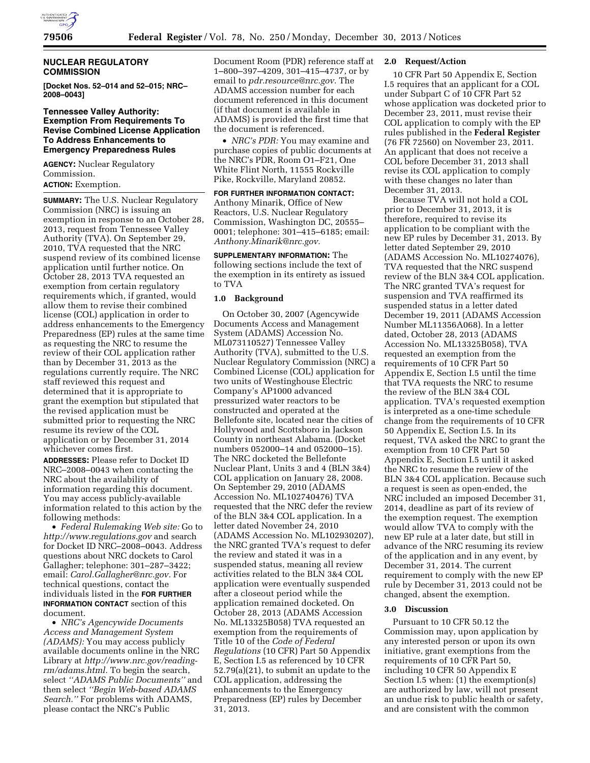## NUCLEAR REGULATORY COMMISSION

**[Docket Nos. 52–014 and 52–015; NRC–2008–0043]**

### Tennessee Valley Authority: Exemption From Requirements To Revise Combined License Application To Address Enhancements to Emergency Preparedness Rules

**AGENCY:** Nuclear Regulatory Commission.

**ACTION:** Exemption.

**SUMMARY:** The U.S. Nuclear Regulatory Commission (NRC) is issuing an exemption in response to an October 28, 2013, request from Tennessee Valley Authority (TVA). On September 29, 2010, TVA requested that the NRC suspend review of its combined license application until further notice. On October 28, 2013 TVA requested an exemption from certain regulatory requirements which, if granted, would allow them to revise their combined license (COL) application in order to address enhancements to the Emergency Preparedness (EP) rules at the same time as requesting the NRC to resume the review of their COL application rather than by December 31, 2013 as the regulations currently require. The NRC staff reviewed this request and determined that it is appropriate to grant the exemption but stipulated that the revised application must be submitted prior to requesting the NRC resume its review of the COL application or by December 31, 2014 whichever comes first.

**ADDRESSES:** Please refer to Docket ID NRC–2008–0043 when contacting the NRC about the availability of information regarding this document. You may access publicly-available information related to this action by the following methods:

- *Federal Rulemaking Web site:* Go to *http://www.regulations.gov* and search for Docket ID NRC–2008–0043. Address questions about NRC dockets to Carol Gallagher; telephone: 301–287–3422; email: *Carol.Gallagher@nrc.gov.* For technical questions, contact the individuals listed in the **FOR FURTHER INFORMATION CONTACT** section of this document.
- *NRC's Agencywide Documents Access and Management System (ADAMS):* You may access publicly available documents online in the NRC Library at *http://www.nrc.gov/reading-rm/adams.html.* To begin the search, select *''ADAMS Public Documents''* and then select *''Begin Web-based ADAMS Search.''* For problems with ADAMS, please contact the NRC's Public Document Room (PDR) reference staff at 1–800–397–4209, 301–415–4737, or by email to *pdr.resource@nrc.gov.* The ADAMS accession number for each document referenced in this document (if that document is available in ADAMS) is provided the first time that the document is referenced.
- *NRC's PDR:* You may examine and purchase copies of public documents at the NRC's PDR, Room O1–F21, One White Flint North, 11555 Rockville Pike, Rockville, Maryland 20852.

**FOR FURTHER INFORMATION CONTACT:** Anthony Minarik, Office of New Reactors, U.S. Nuclear Regulatory Commission, Washington DC, 20555–0001; telephone: 301–415–6185; email: *Anthony.Minarik@nrc.gov.*

**SUPPLEMENTARY INFORMATION:** The following sections include the text of the exemption in its entirety as issued to TVA

### 1.0 Background

On October 30, 2007 (Agencywide Documents Access and Management System (ADAMS) Accession No. ML073110527) Tennessee Valley Authority (TVA), submitted to the U.S. Nuclear Regulatory Commission (NRC) a Combined License (COL) application for two units of Westinghouse Electric Company's AP1000 advanced pressurized water reactors to be constructed and operated at the Bellefonte site, located near the cities of Hollywood and Scottsboro in Jackson County in northeast Alabama. (Docket numbers 052000–14 and 052000–15). The NRC docketed the Bellefonte Nuclear Plant, Units 3 and 4 (BLN 3&4) COL application on January 28, 2008. On September 29, 2010 (ADAMS Accession No. ML102740476) TVA requested that the NRC defer the review of the BLN 3&4 COL application. In a letter dated November 24, 2010 (ADAMS Accession No. ML102930207), the NRC granted TVA's request to defer the review and stated it was in a suspended status, meaning all review activities related to the BLN 3&4 COL application were eventually suspended after a closeout period while the application remained docketed. On October 28, 2013 (ADAMS Accession No. ML13325B058) TVA requested an exemption from the requirements of Title 10 of the *Code of Federal Regulations* (10 CFR) Part 50 Appendix E, Section I.5 as referenced by 10 CFR 52.79(a)(21), to submit an update to the COL application, addressing the enhancements to the Emergency Preparedness (EP) rules by December 31, 2013.

### 2.0 Request/Action

10 CFR Part 50 Appendix E, Section I.5 requires that an applicant for a COL under Subpart C of 10 CFR Part 52 whose application was docketed prior to December 23, 2011, must revise their COL application to comply with the EP rules published in the **Federal Register** (76 FR 72560) on November 23, 2011. An applicant that does not receive a COL before December 31, 2013 shall revise its COL application to comply with these changes no later than December 31, 2013.

Because TVA will not hold a COL prior to December 31, 2013, it is therefore, required to revise its application to be compliant with the new EP rules by December 31, 2013. By letter dated September 29, 2010 (ADAMS Accession No. ML10274076), TVA requested that the NRC suspend review of the BLN 3&4 COL application. The NRC granted TVA's request for suspension and TVA reaffirmed its suspended status in a letter dated December 19, 2011 (ADAMS Accession Number ML11356A068). In a letter dated, October 28, 2013 (ADAMS Accession No. ML13325B058), TVA requested an exemption from the requirements of 10 CFR Part 50 Appendix E, Section I.5 until the time that TVA requests the NRC to resume the review of the BLN 3&4 COL application. TVA's requested exemption is interpreted as a one-time schedule change from the requirements of 10 CFR 50 Appendix E, Section I.5. In its request, TVA asked the NRC to grant the exemption from 10 CFR Part 50 Appendix E, Section I.5 until it asked the NRC to resume the review of the BLN 3&4 COL application. Because such a request is seen as open-ended, the NRC included an imposed December 31, 2014, deadline as part of its review of the exemption request. The exemption would allow TVA to comply with the new EP rule at a later date, but still in advance of the NRC resuming its review of the application and in any event, by December 31, 2014. The current requirement to comply with the new EP rule by December 31, 2013 could not be changed, absent the exemption.

### 3.0 Discussion

Pursuant to 10 CFR 50.12 the Commission may, upon application by any interested person or upon its own initiative, grant exemptions from the requirements of 10 CFR Part 50, including 10 CFR 50 Appendix E Section I.5 when: (1) the exemption(s) are authorized by law, will not present an undue risk to public health or safety, and are consistent with the common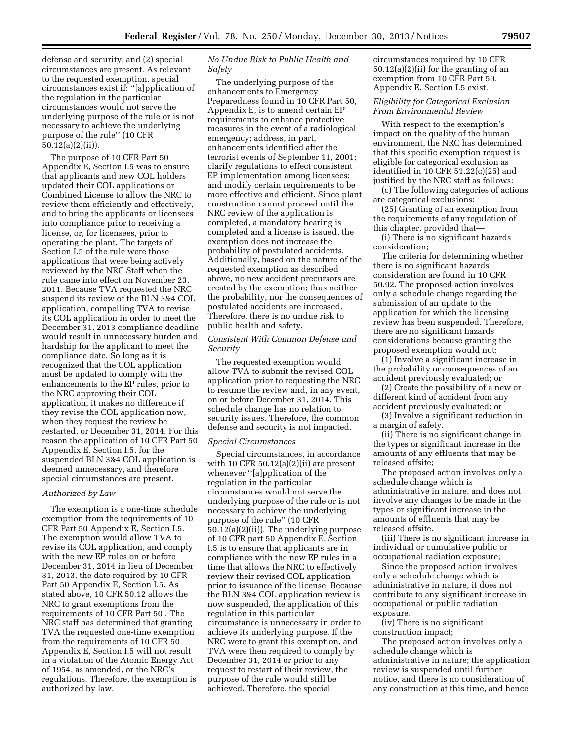defense and security; and (2) special circumstances are present. As relevant to the requested exemption, special circumstances exist if: ''[a]pplication of the regulation in the particular circumstances would not serve the underlying purpose of the rule or is not necessary to achieve the underlying purpose of the rule'' (10 CFR 50.12(a)(2)(ii)).

The purpose of 10 CFR Part 50 Appendix E, Section I.5 was to ensure that applicants and new COL holders updated their COL applications or Combined License to allow the NRC to review them efficiently and effectively, and to bring the applicants or licensees into compliance prior to receiving a license, or, for licensees, prior to operating the plant. The targets of Section I.5 of the rule were those applications that were being actively reviewed by the NRC Staff when the rule came into effect on November 23, 2011. Because TVA requested the NRC suspend its review of the BLN 3&4 COL application, compelling TVA to revise its COL application in order to meet the December 31, 2013 compliance deadline would result in unnecessary burden and hardship for the applicant to meet the compliance date. So long as it is recognized that the COL application must be updated to comply with the enhancements to the EP rules, prior to the NRC approving their COL application, it makes no difference if they revise the COL application now, when they request the review be restarted, or December 31, 2014. For this reason the application of 10 CFR Part 50 Appendix E, Section I.5, for the suspended BLN 3&4 COL application is deemed unnecessary, and therefore special circumstances are present.

*Authorized by Law*

The exemption is a one-time schedule exemption from the requirements of 10 CFR Part 50 Appendix E, Section I.5. The exemption would allow TVA to revise its COL application, and comply with the new EP rules on or before December 31, 2014 in lieu of December 31, 2013, the date required by 10 CFR Part 50 Appendix E, Section I.5. As stated above, 10 CFR 50.12 allows the NRC to grant exemptions from the requirements of 10 CFR Part 50 . The NRC staff has determined that granting TVA the requested one-time exemption from the requirements of 10 CFR 50 Appendix E, Section I.5 will not result in a violation of the Atomic Energy Act of 1954, as amended, or the NRC's regulations. Therefore, the exemption is authorized by law.

*No Undue Risk to Public Health and Safety*

The underlying purpose of the enhancements to Emergency Preparedness found in 10 CFR Part 50, Appendix E, is to amend certain EP requirements to enhance protective measures in the event of a radiological emergency; address, in part, enhancements identified after the terrorist events of September 11, 2001; clarify regulations to effect consistent EP implementation among licensees; and modify certain requirements to be more effective and efficient. Since plant construction cannot proceed until the NRC review of the application is completed, a mandatory hearing is completed and a license is issued, the exemption does not increase the probability of postulated accidents. Additionally, based on the nature of the requested exemption as described above, no new accident precursors are created by the exemption; thus neither the probability, nor the consequences of postulated accidents are increased. Therefore, there is no undue risk to public health and safety.

*Consistent With Common Defense and Security*

The requested exemption would allow TVA to submit the revised COL application prior to requesting the NRC to resume the review and, in any event, on or before December 31, 2014. This schedule change has no relation to security issues. Therefore, the common defense and security is not impacted.

*Special Circumstances*

Special circumstances, in accordance with 10 CFR 50.12(a)(2)(ii) are present whenever ''[a]pplication of the regulation in the particular circumstances would not serve the underlying purpose of the rule or is not necessary to achieve the underlying purpose of the rule'' (10 CFR 50.12(a)(2)(ii)). The underlying purpose of 10 CFR part 50 Appendix E, Section I.5 is to ensure that applicants are in compliance with the new EP rules in a time that allows the NRC to effectively review their revised COL application prior to issuance of the license. Because the BLN 3&4 COL application review is now suspended, the application of this regulation in this particular circumstance is unnecessary in order to achieve its underlying purpose. If the NRC were to grant this exemption, and TVA were then required to comply by December 31, 2014 or prior to any request to restart of their review, the purpose of the rule would still be achieved. Therefore, the special circumstances required by 10 CFR 50.12(a)(2)(ii) for the granting of an exemption from 10 CFR Part 50, Appendix E, Section I.5 exist.

*Eligibility for Categorical Exclusion From Environmental Review*

With respect to the exemption's impact on the quality of the human environment, the NRC has determined that this specific exemption request is eligible for categorical exclusion as identified in 10 CFR 51.22(c)(25) and justified by the NRC staff as follows:

(c) The following categories of actions are categorical exclusions:

(25) Granting of an exemption from the requirements of any regulation of this chapter, provided that—

(i) There is no significant hazards consideration;

The criteria for determining whether there is no significant hazards consideration are found in 10 CFR 50.92. The proposed action involves only a schedule change regarding the submission of an update to the application for which the licensing review has been suspended. Therefore, there are no significant hazards considerations because granting the proposed exemption would not:

(1) Involve a significant increase in the probability or consequences of an accident previously evaluated; or

(2) Create the possibility of a new or different kind of accident from any accident previously evaluated; or

(3) Involve a significant reduction in a margin of safety.

(ii) There is no significant change in the types or significant increase in the amounts of any effluents that may be released offsite;

The proposed action involves only a schedule change which is administrative in nature, and does not involve any changes to be made in the types or significant increase in the amounts of effluents that may be released offsite.

(iii) There is no significant increase in individual or cumulative public or occupational radiation exposure;

Since the proposed action involves only a schedule change which is administrative in nature, it does not contribute to any significant increase in occupational or public radiation exposure.

(iv) There is no significant construction impact;

The proposed action involves only a schedule change which is administrative in nature; the application review is suspended until further notice, and there is no consideration of any construction at this time, and hence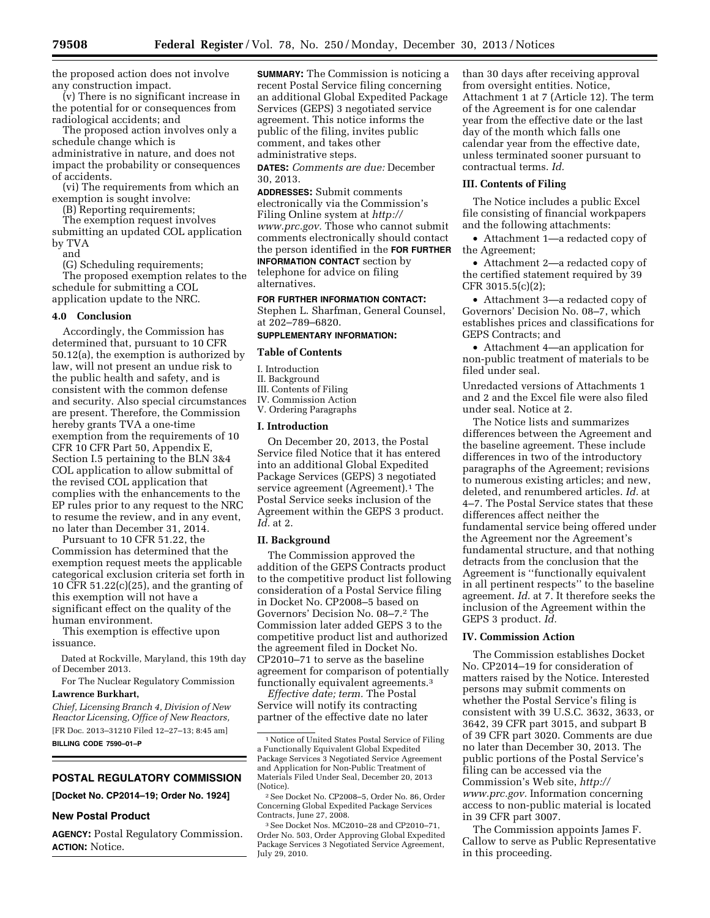the proposed action does not involve any construction impact.

(v) There is no significant increase in the potential for or consequences from radiological accidents; and

The proposed action involves only a schedule change which is administrative in nature, and does not impact the probability or consequences of accidents.

(vi) The requirements from which an exemption is sought involve:

(B) Reporting requirements;

The exemption request involves submitting an updated COL application by TVA

and

(G) Scheduling requirements;

The proposed exemption relates to the schedule for submitting a COL application update to the NRC.

#### 4.0 Conclusion

Accordingly, the Commission has determined that, pursuant to 10 CFR 50.12(a), the exemption is authorized by law, will not present an undue risk to the public health and safety, and is consistent with the common defense and security. Also special circumstances are present. Therefore, the Commission hereby grants TVA a one-time exemption from the requirements of 10 CFR 10 CFR Part 50, Appendix E, Section I.5 pertaining to the BLN 3&4 COL application to allow submittal of the revised COL application that complies with the enhancements to the EP rules prior to any request to the NRC to resume the review, and in any event, no later than December 31, 2014.

Pursuant to 10 CFR 51.22, the Commission has determined that the exemption request meets the applicable categorical exclusion criteria set forth in 10 CFR 51.22(c)(25), and the granting of this exemption will not have a significant effect on the quality of the human environment.

This exemption is effective upon issuance.

Dated at Rockville, Maryland, this 19th day of December 2013.

For The Nuclear Regulatory Commission

**Lawrence Burkhart,**

*Chief, Licensing Branch 4, Division of New Reactor Licensing, Office of New Reactors,*

[FR Doc. 2013–31210 Filed 12–27–13; 8:45 am]

**BILLING CODE 7590–01–P**

## POSTAL REGULATORY COMMISSION

**[Docket No. CP2014–19; Order No. 1924]**

### New Postal Product

**AGENCY:** Postal Regulatory Commission.

**ACTION:** Notice.

**SUMMARY:** The Commission is noticing a recent Postal Service filing concerning an additional Global Expedited Package Services (GEPS) 3 negotiated service agreement. This notice informs the public of the filing, invites public comment, and takes other administrative steps.

**DATES:** *Comments are due:* December 30, 2013.

**ADDRESSES:** Submit comments electronically via the Commission's Filing Online system at *http://www.prc.gov.* Those who cannot submit comments electronically should contact the person identified in the **FOR FURTHER INFORMATION CONTACT** section by telephone for advice on filing alternatives.

**FOR FURTHER INFORMATION CONTACT:** Stephen L. Sharfman, General Counsel, at 202–789–6820.

**SUPPLEMENTARY INFORMATION:**

#### Table of Contents

I. Introduction
II. Background
III. Contents of Filing
IV. Commission Action
V. Ordering Paragraphs

#### I. Introduction

On December 20, 2013, the Postal Service filed Notice that it has entered into an additional Global Expedited Package Services (GEPS) 3 negotiated service agreement (Agreement).[1] The Postal Service seeks inclusion of the Agreement within the GEPS 3 product. *Id.* at 2.

#### II. Background

The Commission approved the addition of the GEPS Contracts product to the competitive product list following consideration of a Postal Service filing in Docket No. CP2008–5 based on Governors' Decision No. 08–7.[2] The Commission later added GEPS 3 to the competitive product list and authorized the agreement filed in Docket No. CP2010–71 to serve as the baseline agreement for comparison of potentially functionally equivalent agreements.[3]

*Effective date; term.* The Postal Service will notify its contracting partner of the effective date no later than 30 days after receiving approval from oversight entities. Notice, Attachment 1 at 7 (Article 12). The term of the Agreement is for one calendar year from the effective date or the last day of the month which falls one calendar year from the effective date, unless terminated sooner pursuant to contractual terms. *Id.*

#### III. Contents of Filing

The Notice includes a public Excel file consisting of financial workpapers and the following attachments:

- Attachment 1—a redacted copy of the Agreement;
- Attachment 2—a redacted copy of the certified statement required by 39 CFR 3015.5(c)(2);
- Attachment 3—a redacted copy of Governors' Decision No. 08–7, which establishes prices and classifications for GEPS Contracts; and
- Attachment 4—an application for non-public treatment of materials to be filed under seal.

Unredacted versions of Attachments 1 and 2 and the Excel file were also filed under seal. Notice at 2.

The Notice lists and summarizes differences between the Agreement and the baseline agreement. These include differences in two of the introductory paragraphs of the Agreement; revisions to numerous existing articles; and new, deleted, and renumbered articles. *Id.* at 4–7. The Postal Service states that these differences affect neither the fundamental service being offered under the Agreement nor the Agreement's fundamental structure, and that nothing detracts from the conclusion that the Agreement is "functionally equivalent in all pertinent respects" to the baseline agreement. *Id.* at 7. It therefore seeks the inclusion of the Agreement within the GEPS 3 product. *Id.*

#### IV. Commission Action

The Commission establishes Docket No. CP2014–19 for consideration of matters raised by the Notice. Interested persons may submit comments on whether the Postal Service's filing is consistent with 39 U.S.C. 3632, 3633, or 3642, 39 CFR part 3015, and subpart B of 39 CFR part 3020. Comments are due no later than December 30, 2013. The public portions of the Postal Service's filing can be accessed via the Commission's Web site, *http://www.prc.gov.* Information concerning access to non-public material is located in 39 CFR part 3007.

The Commission appoints James F. Callow to serve as Public Representative in this proceeding.

---

[1] Notice of United States Postal Service of Filing a Functionally Equivalent Global Expedited Package Services 3 Negotiated Service Agreement and Application for Non-Public Treatment of Materials Filed Under Seal, December 20, 2013 (Notice).

[2] See Docket No. CP2008–5, Order No. 86, Order Concerning Global Expedited Package Services Contracts, June 27, 2008.

[3] See Docket Nos. MC2010–28 and CP2010–71, Order No. 503, Order Approving Global Expedited Package Services 3 Negotiated Service Agreement, July 29, 2010.